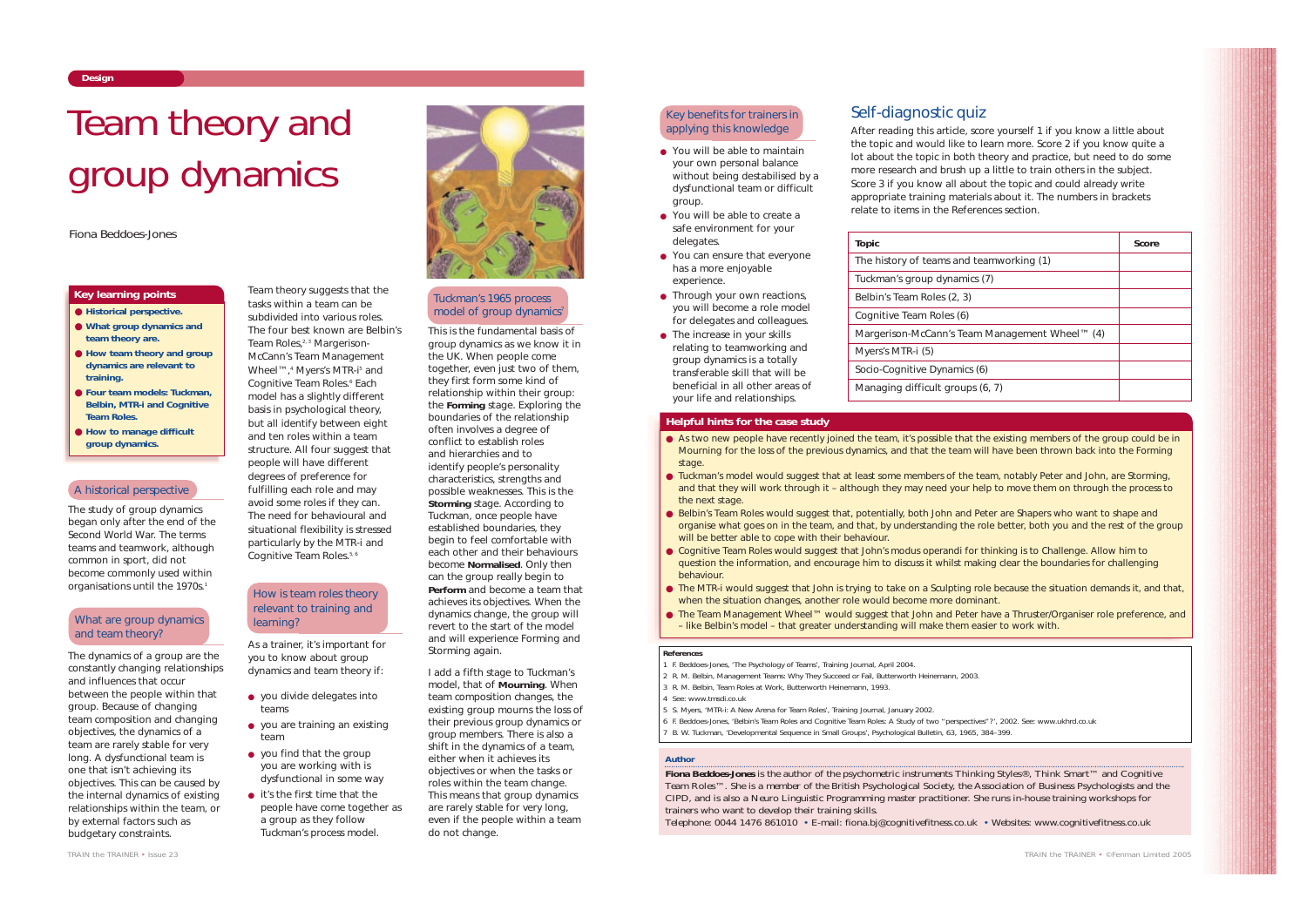Design

# Team theory and group dynamics

Fiona Beddoes-Jones

## Key learning points

- **Historical perspective.**
- **What group dynamics and team theory are.**
- **How team theory and group dynamics are relevant to training.**
- **Four team models: Tuckman, Belbin, MTR-i and Cognitive Team Roles.**
- **How to manage difficult group dynamics.**

## A historical perspective

The study of group dynamics began only after the end of the Second World War. The terms teams and teamwork, although common in sport, did not become commonly used within organisations until the 1970s.[1]

## What are group dynamics and team theory?

The dynamics of a group are the constantly changing relationships and influences that occur between the people within that group. Because of changing team composition and changing objectives, the dynamics of a team are rarely stable for very long. A dysfunctional team is one that isn't achieving its objectives. This can be caused by the internal dynamics of existing relationships within the team, or by external factors such as budgetary constraints.

Team theory suggests that the tasks within a team can be subdivided into various roles. The four best known are Belbin's Team Roles,[2,3] Margerison-McCann's Team Management Wheel™,[4] Myers's MTR-i[5] and Cognitive Team Roles.[6] Each model has a slightly different basis in psychological theory, but all identify between eight and ten roles within a team structure. All four suggest that people will have different degrees of preference for fulfilling each role and may avoid some roles if they can. The need for behavioural and situational flexibility is stressed particularly by the MTR-i and Cognitive Team Roles.[5,6]

## How is team roles theory relevant to training and learning?

As a trainer, it's important for you to know about group dynamics and team theory if:

- you divide delegates into teams
- you are training an existing team
- you find that the group you are working with is dysfunctional in some way
- it's the first time that the people have come together as a group as they follow Tuckman's process model.

## Tuckman's 1965 process model of group dynamics[7]

This is the fundamental basis of group dynamics as we know it in the UK. When people come together, even just two of them, they first form some kind of relationship within their group: the **Forming** stage. Exploring the boundaries of the relationship often involves a degree of conflict to establish roles and hierarchies and to identify people's personality characteristics, strengths and possible weaknesses. This is the **Storming** stage. According to Tuckman, once people have established boundaries, they begin to feel comfortable with each other and their behaviours become **Normalised**. Only then can the group really begin to **Perform** and become a team that achieves its objectives. When the dynamics change, the group will revert to the start of the model and will experience Forming and Storming again.

I add a fifth stage to Tuckman's model, that of **Mourning**. When team composition changes, the existing group mourns the loss of their previous group dynamics or group members. There is also a shift in the dynamics of a team, either when it achieves its objectives or when the tasks or roles within the team change. This means that group dynamics are rarely stable for very long, even if the people within a team do not change.

## Key benefits for trainers in applying this knowledge

- You will be able to maintain your own personal balance without being destabilised by a dysfunctional team or difficult group.
- You will be able to create a safe environment for your delegates.
- You can ensure that everyone has a more enjoyable experience.
- Through your own reactions, you will become a role model for delegates and colleagues.
- The increase in your skills relating to teamworking and group dynamics is a totally transferable skill that will be beneficial in all other areas of your life and relationships.

## Self-diagnostic quiz

After reading this article, score yourself 1 if you know a little about the topic and would like to learn more. Score 2 if you know quite a lot about the topic in both theory and practice, but need to do some more research and brush up a little to train others in the subject. Score 3 if you know all about the topic and could already write appropriate training materials about it. The numbers in brackets relate to items in the References section.

| Topic | Score |
|---|---|
| The history of teams and teamworking (1) | |
| Tuckman's group dynamics (7) | |
| Belbin's Team Roles (2, 3) | |
| Cognitive Team Roles (6) | |
| Margerison-McCann's Team Management Wheel™ (4) | |
| Myers's MTR-i (5) | |
| Socio-Cognitive Dynamics (6) | |
| Managing difficult groups (6, 7) | |

## Helpful hints for the case study

- As two new people have recently joined the team, it's possible that the existing members of the group could be in Mourning for the loss of the previous dynamics, and that the team will have been thrown back into the Forming stage.
- Tuckman's model would suggest that at least some members of the team, notably Peter and John, are Storming, and that they will work through it – although they may need your help to move them on through the process to the next stage.
- Belbin's Team Roles would suggest that, potentially, both John and Peter are Shapers who want to shape and organise what goes on in the team, and that, by understanding the role better, both you and the rest of the group will be better able to cope with their behaviour.
- Cognitive Team Roles would suggest that John's modus operandi for thinking is to Challenge. Allow him to question the information, and encourage him to discuss it whilst making clear the boundaries for challenging behaviour.
- The MTR-i would suggest that John is trying to take on a Sculpting role because the situation demands it, and that, when the situation changes, another role would become more dominant.
- The Team Management Wheel™ would suggest that John and Peter have a Thruster/Organiser role preference, and – like Belbin's model – that greater understanding will make them easier to work with.

### References

1. F. Beddoes-Jones, 'The Psychology of Teams', Training Journal, April 2004.
2. R. M. Belbin, Management Teams: Why They Succeed or Fail, Butterworth Heinemann, 2003.
3. R. M. Belbin, Team Roles at Work, Butterworth Heinemann, 1993.
4. See: www.tmsdi.co.uk
5. S. Myers, 'MTR-i: A New Arena for Team Roles', Training Journal, January 2002.
6. F. Beddoes-Jones, 'Belbin's Team Roles and Cognitive Team Roles: A Study of two "perspectives"?', 2002. See: www.ukhrd.co.uk
7. B. W. Tuckman, 'Developmental Sequence in Small Groups', Psychological Bulletin, 63, 1965, 384–399.

### Author

**Fiona Beddoes-Jones** is the author of the psychometric instruments Thinking Styles®, Think Smart™ and Cognitive Team Roles™. She is a member of the British Psychological Society, the Association of Business Psychologists and the CIPD, and is also a Neuro Linguistic Programming master practitioner. She runs in-house training workshops for trainers who want to develop their training skills.
Telephone: 0044 1476 861010 • E-mail: fiona.bj@cognitivefitness.co.uk • Websites: www.cognitivefitness.co.uk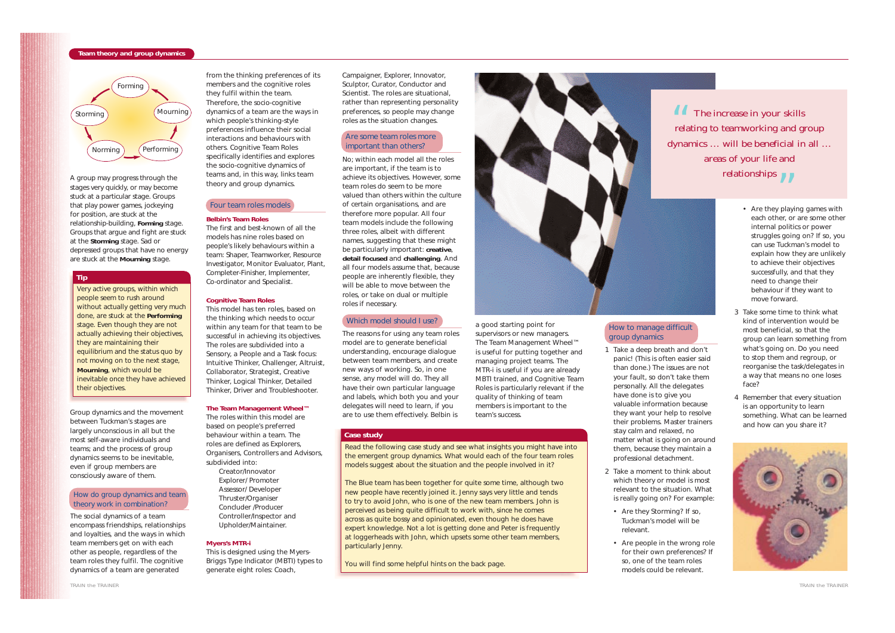Forming

Storming

Mourning

Norming

Performing

A group may progress through the stages very quickly, or may become stuck at a particular stage. Groups that play power games, jockeying for position, are stuck at the relationship-building, **Forming** stage. Groups that argue and fight are stuck at the **Storming** stage. Sad or depressed groups that have no energy are stuck at the **Mourning** stage.

**Tip**

Very active groups, within which people seem to rush around without actually getting very much done, are stuck at the **Performing** stage. Even though they are not actually achieving their objectives, they are maintaining their equilibrium and the status quo by not moving on to the next stage, **Mourning**, which would be inevitable once they have achieved their objectives.

Group dynamics and the movement between Tuckman's stages are largely unconscious in all but the most self-aware individuals and teams; and the process of group dynamics seems to be inevitable, even if group members are consciously aware of them.

## How do group dynamics and team theory work in combination?

The social dynamics of a team encompass friendships, relationships and loyalties, and the ways in which team members get on with each other as people, regardless of the team roles they fulfil. The cognitive dynamics of a team are generated from the thinking preferences of its members and the cognitive roles they fulfil within the team. Therefore, the socio-cognitive dynamics of a team are the ways in which people's thinking-style preferences influence their social interactions and behaviours with others. Cognitive Team Roles specifically identifies and explores the socio-cognitive dynamics of teams and, in this way, links team theory and group dynamics.

## Four team roles models

**Belbin's Team Roles**

The first and best-known of all the models has nine roles based on people's likely behaviours within a team: Shaper, Teamworker, Resource Investigator, Monitor Evaluator, Plant, Completer-Finisher, Implementer, Co-ordinator and Specialist.

**Cognitive Team Roles**

This model has ten roles, based on the thinking which needs to occur within any team for that team to be successful in achieving its objectives. The roles are subdivided into a Sensory, a People and a Task focus: Intuitive Thinker, Challenger, Altruist, Collaborator, Strategist, Creative Thinker, Logical Thinker, Detailed Thinker, Driver and Troubleshooter.

**The Team Management Wheel™**

The roles within this model are based on people's preferred behaviour within a team. The roles are defined as Explorers, Organisers, Controllers and Advisors, subdivided into:

- Creator/Innovator
- Explorer/ Promoter
- Assessor/ Developer
- Thruster/Organiser
- Concluder /Producer
- Controller/Inspector and
- Upholder/Maintainer.

**Myers's MTR-i**

This is designed using the Myers-Briggs Type Indicator (MBTI) types to generate eight roles: Coach, Campaigner, Explorer, Innovator, Sculptor, Curator, Conductor and Scientist. The roles are situational, rather than representing personality preferences, so people may change roles as the situation changes.

## Are some team roles more important than others?

No; within each model all the roles are important, if the team is to achieve its objectives. However, some team roles do seem to be more valued than others within the culture of certain organisations, and are therefore more popular. All four team models include the following three roles, albeit with different names, suggesting that these might be particularly important: **creative**, **detail focused** and **challenging**. And all four models assume that, because people are inherently flexible, they will be able to move between the roles, or take on dual or multiple roles if necessary.

## Which model should I use?

The reasons for using any team roles model are to generate beneficial understanding, encourage dialogue between team members, and create new ways of working. So, in one sense, any model will do. They all have their own particular language and labels, which both you and your delegates will need to learn, if you are to use them effectively. Belbin is a good starting point for supervisors or new managers. The Team Management Wheel™ is useful for putting together and managing project teams. The MTR-i is useful if you are already MBTI trained, and Cognitive Team Roles is particularly relevant if the quality of thinking of team members is important to the team's success.

**Case study**

Read the following case study and see what insights you might have into the emergent group dynamics. What would each of the four team roles models suggest about the situation and the people involved in it?

The Blue team has been together for quite some time, although two new people have recently joined it. Jenny says very little and tends to try to avoid John, who is one of the new team members. John is perceived as being quite difficult to work with, since he comes across as quite bossy and opinionated, even though he does have expert knowledge. Not a lot is getting done and Peter is frequently at loggerheads with John, which upsets some other team members, particularly Jenny.

You will find some helpful hints on the back page.

> "The increase in your skills relating to teamworking and group dynamics … will be beneficial in all … areas of your life and relationships"

## How to manage difficult group dynamics

1. Take a deep breath and don't panic! (This is often easier said than done.) The issues are not your fault, so don't take them personally. All the delegates have done is to give you valuable information because they want your help to resolve their problems. Master trainers stay calm and relaxed, no matter what is going on around them, because they maintain a professional detachment.
2. Take a moment to think about which theory or model is most relevant to the situation. What is really going on? For example:
   - Are they Storming? If so, Tuckman's model will be relevant.
   - Are people in the wrong role for their own preferences? If so, one of the team roles models could be relevant.
   - Are they playing games with each other, or are some other internal politics or power struggles going on? If so, you can use Tuckman's model to explain how they are unlikely to achieve their objectives successfully, and that they need to change their behaviour if they want to move forward.
3. Take some time to think what kind of intervention would be most beneficial, so that the group can learn something from what's going on. Do you need to stop them and regroup, or reorganise the task/delegates in a way that means no one loses face?
4. Remember that every situation is an opportunity to learn something. What can be learned and how can you share it?